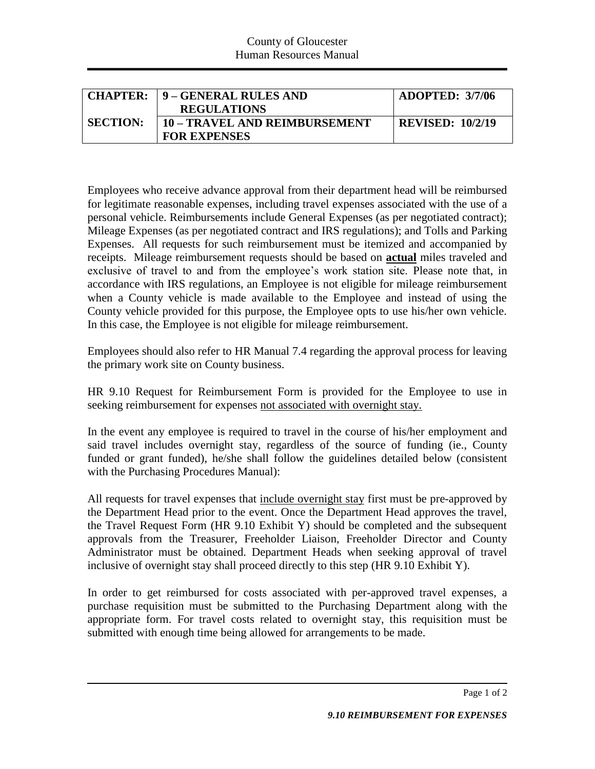County of Gloucester
Human Resources Manual

| **CHAPTER:** | **9 – GENERAL RULES AND REGULATIONS** | **ADOPTED: 3/7/06** |
|---|---|---|
| **SECTION:** | **10 – TRAVEL AND REIMBURSEMENT FOR EXPENSES** | **REVISED: 10/2/19** |

Employees who receive advance approval from their department head will be reimbursed for legitimate reasonable expenses, including travel expenses associated with the use of a personal vehicle. Reimbursements include General Expenses (as per negotiated contract); Mileage Expenses (as per negotiated contract and IRS regulations); and Tolls and Parking Expenses. All requests for such reimbursement must be itemized and accompanied by receipts. Mileage reimbursement requests should be based on **actual** miles traveled and exclusive of travel to and from the employee's work station site. Please note that, in accordance with IRS regulations, an Employee is not eligible for mileage reimbursement when a County vehicle is made available to the Employee and instead of using the County vehicle provided for this purpose, the Employee opts to use his/her own vehicle. In this case, the Employee is not eligible for mileage reimbursement.

Employees should also refer to HR Manual 7.4 regarding the approval process for leaving the primary work site on County business.

HR 9.10 Request for Reimbursement Form is provided for the Employee to use in seeking reimbursement for expenses not associated with overnight stay.

In the event any employee is required to travel in the course of his/her employment and said travel includes overnight stay, regardless of the source of funding (ie., County funded or grant funded), he/she shall follow the guidelines detailed below (consistent with the Purchasing Procedures Manual):

All requests for travel expenses that include overnight stay first must be pre-approved by the Department Head prior to the event. Once the Department Head approves the travel, the Travel Request Form (HR 9.10 Exhibit Y) should be completed and the subsequent approvals from the Treasurer, Freeholder Liaison, Freeholder Director and County Administrator must be obtained. Department Heads when seeking approval of travel inclusive of overnight stay shall proceed directly to this step (HR 9.10 Exhibit Y).

In order to get reimbursed for costs associated with per-approved travel expenses, a purchase requisition must be submitted to the Purchasing Department along with the appropriate form. For travel costs related to overnight stay, this requisition must be submitted with enough time being allowed for arrangements to be made.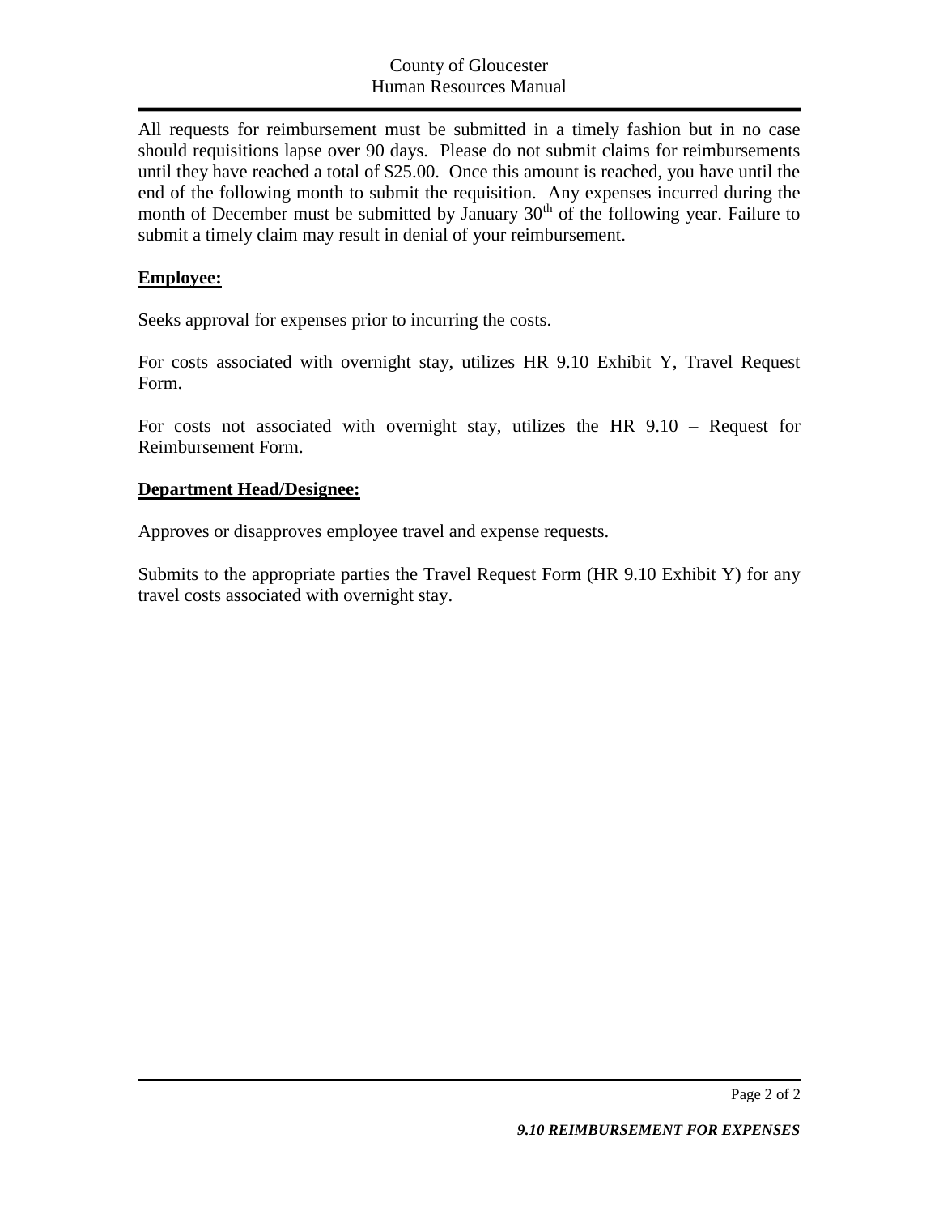All requests for reimbursement must be submitted in a timely fashion but in no case should requisitions lapse over 90 days. Please do not submit claims for reimbursements until they have reached a total of $25.00. Once this amount is reached, you have until the end of the following month to submit the requisition. Any expenses incurred during the month of December must be submitted by January 30th of the following year. Failure to submit a timely claim may result in denial of your reimbursement.

**Employee:**

Seeks approval for expenses prior to incurring the costs.

For costs associated with overnight stay, utilizes HR 9.10 Exhibit Y, Travel Request Form.

For costs not associated with overnight stay, utilizes the HR 9.10 – Request for Reimbursement Form.

**Department Head/Designee:**

Approves or disapproves employee travel and expense requests.

Submits to the appropriate parties the Travel Request Form (HR 9.10 Exhibit Y) for any travel costs associated with overnight stay.